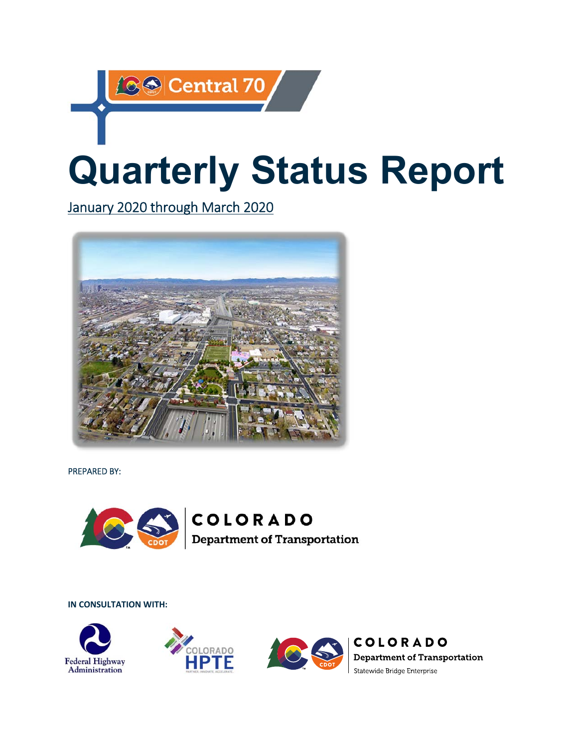Central 70

# Quarterly Status Report

January 2020 through March 2020

PREPARED BY:

COLORADO
Department of Transportation

**IN CONSULTATION WITH:**

Federal Highway Administration

COLORADO HPTE

COLORADO
Department of Transportation
Statewide Bridge Enterprise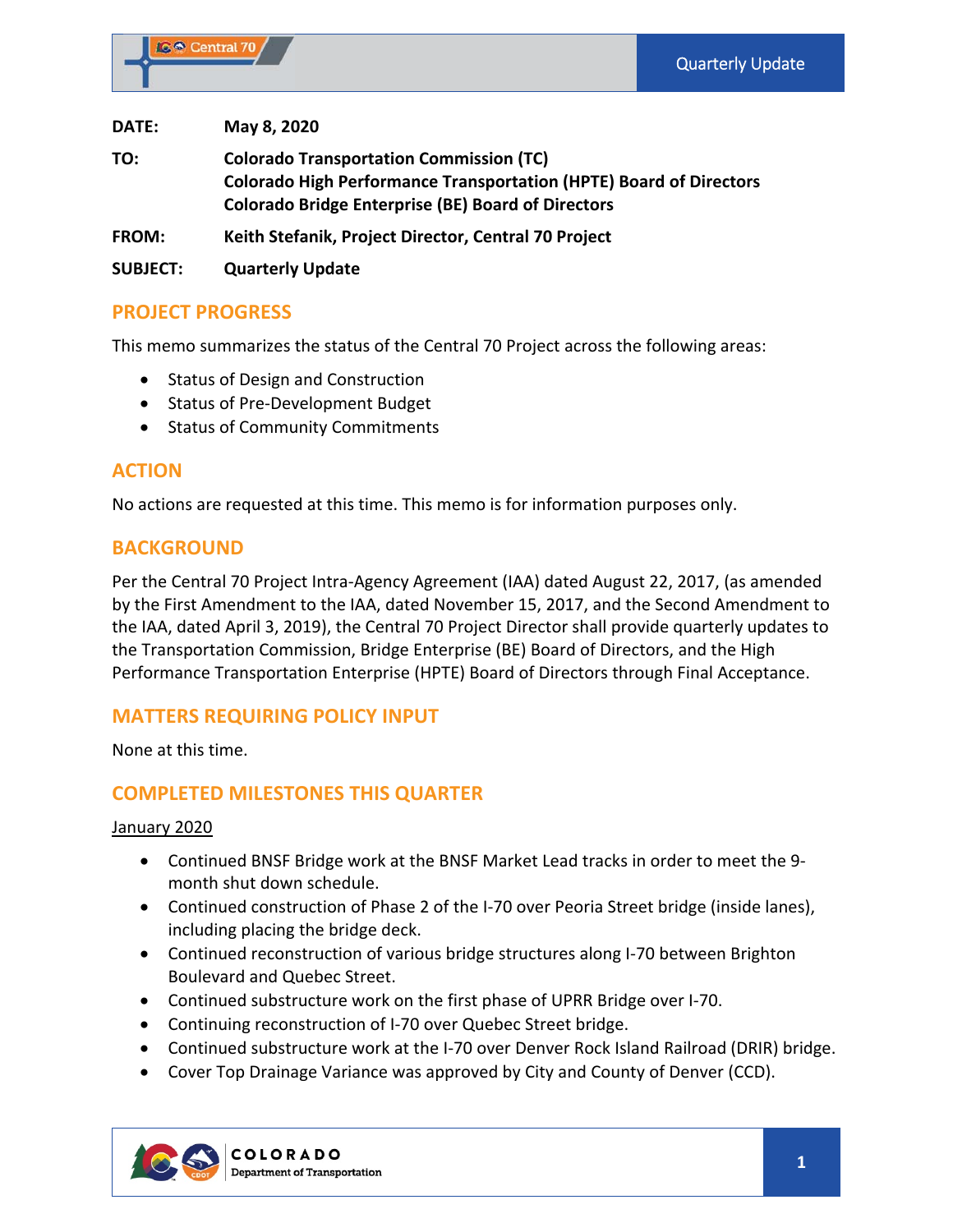| | |
|---|---|
| **DATE:** | **May 8, 2020** |
| **TO:** | **Colorado Transportation Commission (TC)**<br>**Colorado High Performance Transportation (HPTE) Board of Directors**<br>**Colorado Bridge Enterprise (BE) Board of Directors** |
| **FROM:** | **Keith Stefanik, Project Director, Central 70 Project** |
| **SUBJECT:** | **Quarterly Update** |

## PROJECT PROGRESS

This memo summarizes the status of the Central 70 Project across the following areas:

- Status of Design and Construction
- Status of Pre-Development Budget
- Status of Community Commitments

## ACTION

No actions are requested at this time. This memo is for information purposes only.

## BACKGROUND

Per the Central 70 Project Intra-Agency Agreement (IAA) dated August 22, 2017, (as amended by the First Amendment to the IAA, dated November 15, 2017, and the Second Amendment to the IAA, dated April 3, 2019), the Central 70 Project Director shall provide quarterly updates to the Transportation Commission, Bridge Enterprise (BE) Board of Directors, and the High Performance Transportation Enterprise (HPTE) Board of Directors through Final Acceptance.

## MATTERS REQUIRING POLICY INPUT

None at this time.

## COMPLETED MILESTONES THIS QUARTER

<u>January 2020</u>

- Continued BNSF Bridge work at the BNSF Market Lead tracks in order to meet the 9-month shut down schedule.
- Continued construction of Phase 2 of the I-70 over Peoria Street bridge (inside lanes), including placing the bridge deck.
- Continued reconstruction of various bridge structures along I-70 between Brighton Boulevard and Quebec Street.
- Continued substructure work on the first phase of UPRR Bridge over I-70.
- Continuing reconstruction of I-70 over Quebec Street bridge.
- Continued substructure work at the I-70 over Denver Rock Island Railroad (DRIR) bridge.
- Cover Top Drainage Variance was approved by City and County of Denver (CCD).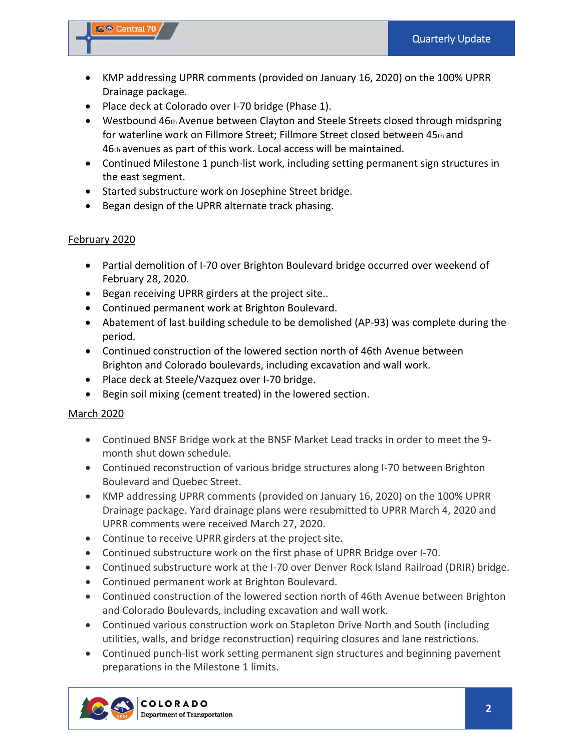- KMP addressing UPRR comments (provided on January 16, 2020) on the 100% UPRR Drainage package.
- Place deck at Colorado over I-70 bridge (Phase 1).
- Westbound 46th Avenue between Clayton and Steele Streets closed through midspring for waterline work on Fillmore Street; Fillmore Street closed between 45th and 46th avenues as part of this work. Local access will be maintained.
- Continued Milestone 1 punch-list work, including setting permanent sign structures in the east segment.
- Started substructure work on Josephine Street bridge.
- Began design of the UPRR alternate track phasing.

<u>February 2020</u>

- Partial demolition of I-70 over Brighton Boulevard bridge occurred over weekend of February 28, 2020.
- Began receiving UPRR girders at the project site..
- Continued permanent work at Brighton Boulevard.
- Abatement of last building schedule to be demolished (AP-93) was complete during the period.
- Continued construction of the lowered section north of 46th Avenue between Brighton and Colorado boulevards, including excavation and wall work.
- Place deck at Steele/Vazquez over I-70 bridge.
- Begin soil mixing (cement treated) in the lowered section.

<u>March 2020</u>

- Continued BNSF Bridge work at the BNSF Market Lead tracks in order to meet the 9-month shut down schedule.
- Continued reconstruction of various bridge structures along I-70 between Brighton Boulevard and Quebec Street.
- KMP addressing UPRR comments (provided on January 16, 2020) on the 100% UPRR Drainage package. Yard drainage plans were resubmitted to UPRR March 4, 2020 and UPRR comments were received March 27, 2020.
- Continue to receive UPRR girders at the project site.
- Continued substructure work on the first phase of UPRR Bridge over I-70.
- Continued substructure work at the I-70 over Denver Rock Island Railroad (DRIR) bridge.
- Continued permanent work at Brighton Boulevard.
- Continued construction of the lowered section north of 46th Avenue between Brighton and Colorado Boulevards, including excavation and wall work.
- Continued various construction work on Stapleton Drive North and South (including utilities, walls, and bridge reconstruction) requiring closures and lane restrictions.
- Continued punch-list work setting permanent sign structures and beginning pavement preparations in the Milestone 1 limits.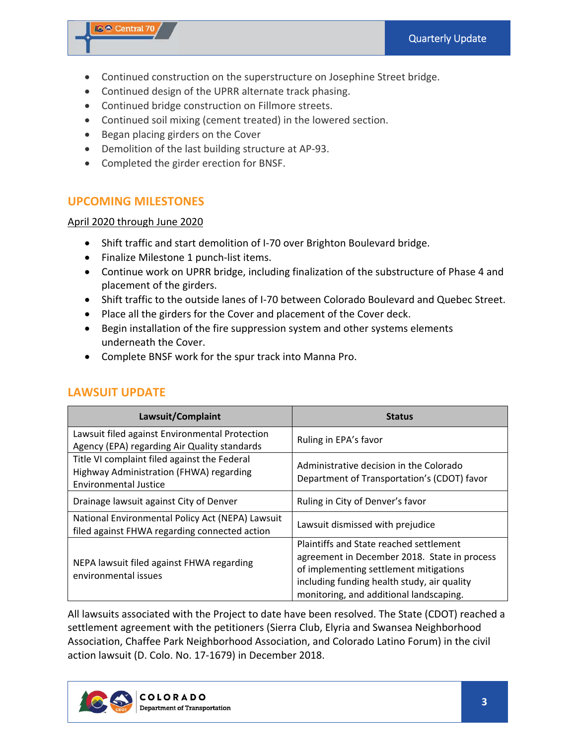- Continued construction on the superstructure on Josephine Street bridge.
- Continued design of the UPRR alternate track phasing.
- Continued bridge construction on Fillmore streets.
- Continued soil mixing (cement treated) in the lowered section.
- Began placing girders on the Cover
- Demolition of the last building structure at AP-93.
- Completed the girder erection for BNSF.

## UPCOMING MILESTONES

April 2020 through June 2020

- Shift traffic and start demolition of I-70 over Brighton Boulevard bridge.
- Finalize Milestone 1 punch-list items.
- Continue work on UPRR bridge, including finalization of the substructure of Phase 4 and placement of the girders.
- Shift traffic to the outside lanes of I-70 between Colorado Boulevard and Quebec Street.
- Place all the girders for the Cover and placement of the Cover deck.
- Begin installation of the fire suppression system and other systems elements underneath the Cover.
- Complete BNSF work for the spur track into Manna Pro.

## LAWSUIT UPDATE

| Lawsuit/Complaint | Status |
|---|---|
| Lawsuit filed against Environmental Protection Agency (EPA) regarding Air Quality standards | Ruling in EPA's favor |
| Title VI complaint filed against the Federal Highway Administration (FHWA) regarding Environmental Justice | Administrative decision in the Colorado Department of Transportation's (CDOT) favor |
| Drainage lawsuit against City of Denver | Ruling in City of Denver's favor |
| National Environmental Policy Act (NEPA) Lawsuit filed against FHWA regarding connected action | Lawsuit dismissed with prejudice |
| NEPA lawsuit filed against FHWA regarding environmental issues | Plaintiffs and State reached settlement agreement in December 2018. State in process of implementing settlement mitigations including funding health study, air quality monitoring, and additional landscaping. |

All lawsuits associated with the Project to date have been resolved. The State (CDOT) reached a settlement agreement with the petitioners (Sierra Club, Elyria and Swansea Neighborhood Association, Chaffee Park Neighborhood Association, and Colorado Latino Forum) in the civil action lawsuit (D. Colo. No. 17-1679) in December 2018.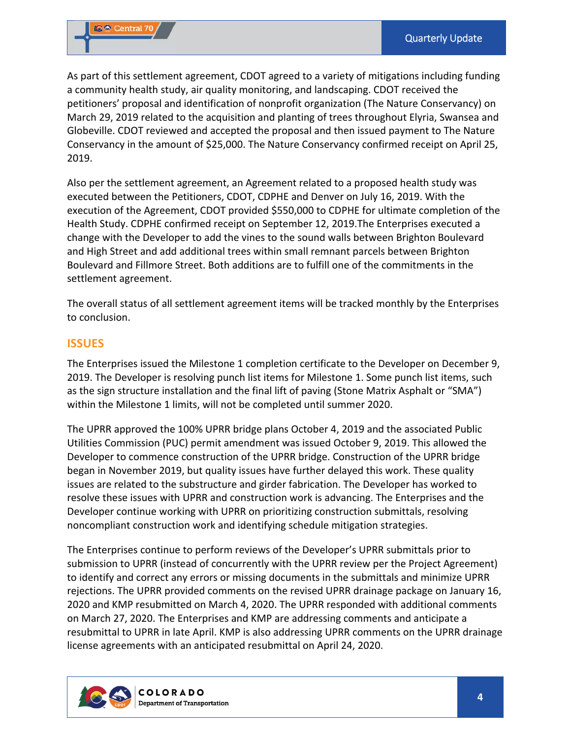As part of this settlement agreement, CDOT agreed to a variety of mitigations including funding a community health study, air quality monitoring, and landscaping. CDOT received the petitioners' proposal and identification of nonprofit organization (The Nature Conservancy) on March 29, 2019 related to the acquisition and planting of trees throughout Elyria, Swansea and Globeville. CDOT reviewed and accepted the proposal and then issued payment to The Nature Conservancy in the amount of $25,000. The Nature Conservancy confirmed receipt on April 25, 2019.

Also per the settlement agreement, an Agreement related to a proposed health study was executed between the Petitioners, CDOT, CDPHE and Denver on July 16, 2019. With the execution of the Agreement, CDOT provided $550,000 to CDPHE for ultimate completion of the Health Study. CDPHE confirmed receipt on September 12, 2019.The Enterprises executed a change with the Developer to add the vines to the sound walls between Brighton Boulevard and High Street and add additional trees within small remnant parcels between Brighton Boulevard and Fillmore Street. Both additions are to fulfill one of the commitments in the settlement agreement.

The overall status of all settlement agreement items will be tracked monthly by the Enterprises to conclusion.

## ISSUES

The Enterprises issued the Milestone 1 completion certificate to the Developer on December 9, 2019. The Developer is resolving punch list items for Milestone 1. Some punch list items, such as the sign structure installation and the final lift of paving (Stone Matrix Asphalt or "SMA") within the Milestone 1 limits, will not be completed until summer 2020.

The UPRR approved the 100% UPRR bridge plans October 4, 2019 and the associated Public Utilities Commission (PUC) permit amendment was issued October 9, 2019. This allowed the Developer to commence construction of the UPRR bridge. Construction of the UPRR bridge began in November 2019, but quality issues have further delayed this work. These quality issues are related to the substructure and girder fabrication. The Developer has worked to resolve these issues with UPRR and construction work is advancing. The Enterprises and the Developer continue working with UPRR on prioritizing construction submittals, resolving noncompliant construction work and identifying schedule mitigation strategies.

The Enterprises continue to perform reviews of the Developer's UPRR submittals prior to submission to UPRR (instead of concurrently with the UPRR review per the Project Agreement) to identify and correct any errors or missing documents in the submittals and minimize UPRR rejections. The UPRR provided comments on the revised UPRR drainage package on January 16, 2020 and KMP resubmitted on March 4, 2020. The UPRR responded with additional comments on March 27, 2020. The Enterprises and KMP are addressing comments and anticipate a resubmittal to UPRR in late April. KMP is also addressing UPRR comments on the UPRR drainage license agreements with an anticipated resubmittal on April 24, 2020.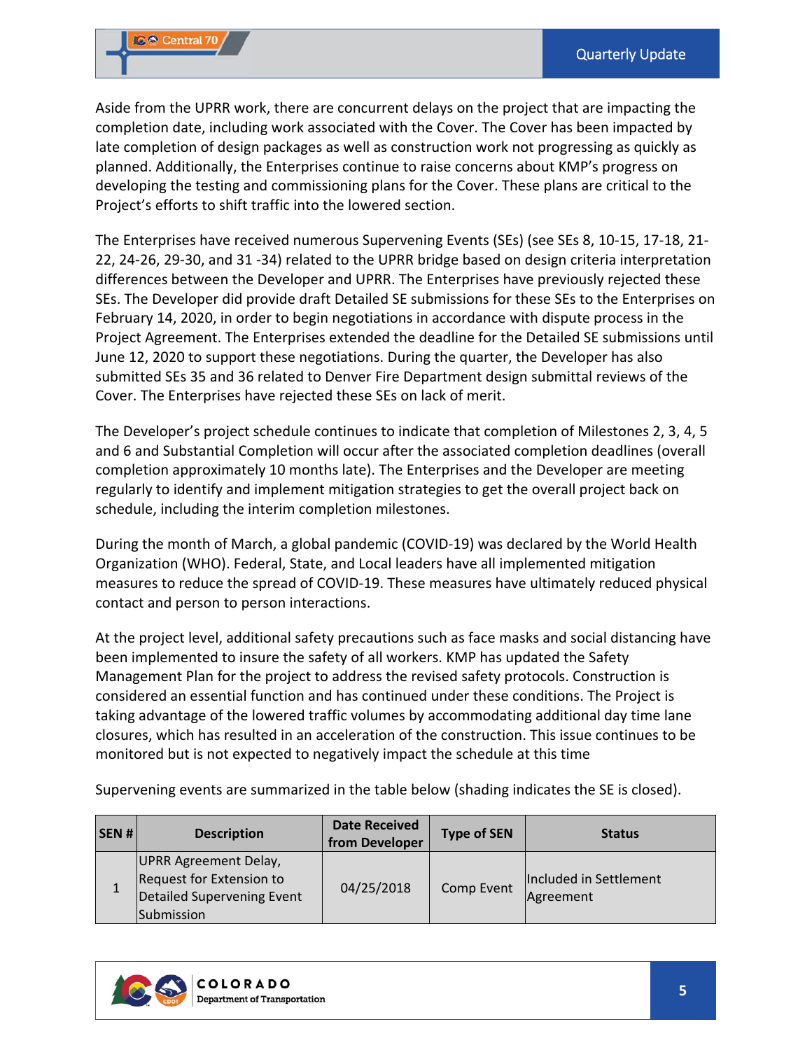Aside from the UPRR work, there are concurrent delays on the project that are impacting the completion date, including work associated with the Cover. The Cover has been impacted by late completion of design packages as well as construction work not progressing as quickly as planned. Additionally, the Enterprises continue to raise concerns about KMP's progress on developing the testing and commissioning plans for the Cover. These plans are critical to the Project's efforts to shift traffic into the lowered section.

The Enterprises have received numerous Supervening Events (SEs) (see SEs 8, 10-15, 17-18, 21-22, 24-26, 29-30, and 31 -34) related to the UPRR bridge based on design criteria interpretation differences between the Developer and UPRR. The Enterprises have previously rejected these SEs. The Developer did provide draft Detailed SE submissions for these SEs to the Enterprises on February 14, 2020, in order to begin negotiations in accordance with dispute process in the Project Agreement. The Enterprises extended the deadline for the Detailed SE submissions until June 12, 2020 to support these negotiations. During the quarter, the Developer has also submitted SEs 35 and 36 related to Denver Fire Department design submittal reviews of the Cover. The Enterprises have rejected these SEs on lack of merit.

The Developer's project schedule continues to indicate that completion of Milestones 2, 3, 4, 5 and 6 and Substantial Completion will occur after the associated completion deadlines (overall completion approximately 10 months late). The Enterprises and the Developer are meeting regularly to identify and implement mitigation strategies to get the overall project back on schedule, including the interim completion milestones.

During the month of March, a global pandemic (COVID-19) was declared by the World Health Organization (WHO). Federal, State, and Local leaders have all implemented mitigation measures to reduce the spread of COVID-19. These measures have ultimately reduced physical contact and person to person interactions.

At the project level, additional safety precautions such as face masks and social distancing have been implemented to insure the safety of all workers. KMP has updated the Safety Management Plan for the project to address the revised safety protocols. Construction is considered an essential function and has continued under these conditions. The Project is taking advantage of the lowered traffic volumes by accommodating additional day time lane closures, which has resulted in an acceleration of the construction. This issue continues to be monitored but is not expected to negatively impact the schedule at this time

Supervening events are summarized in the table below (shading indicates the SE is closed).

| SEN # | Description | Date Received from Developer | Type of SEN | Status |
|---|---|---|---|---|
| 1 | UPRR Agreement Delay, Request for Extension to Detailed Supervening Event Submission | 04/25/2018 | Comp Event | Included in Settlement Agreement |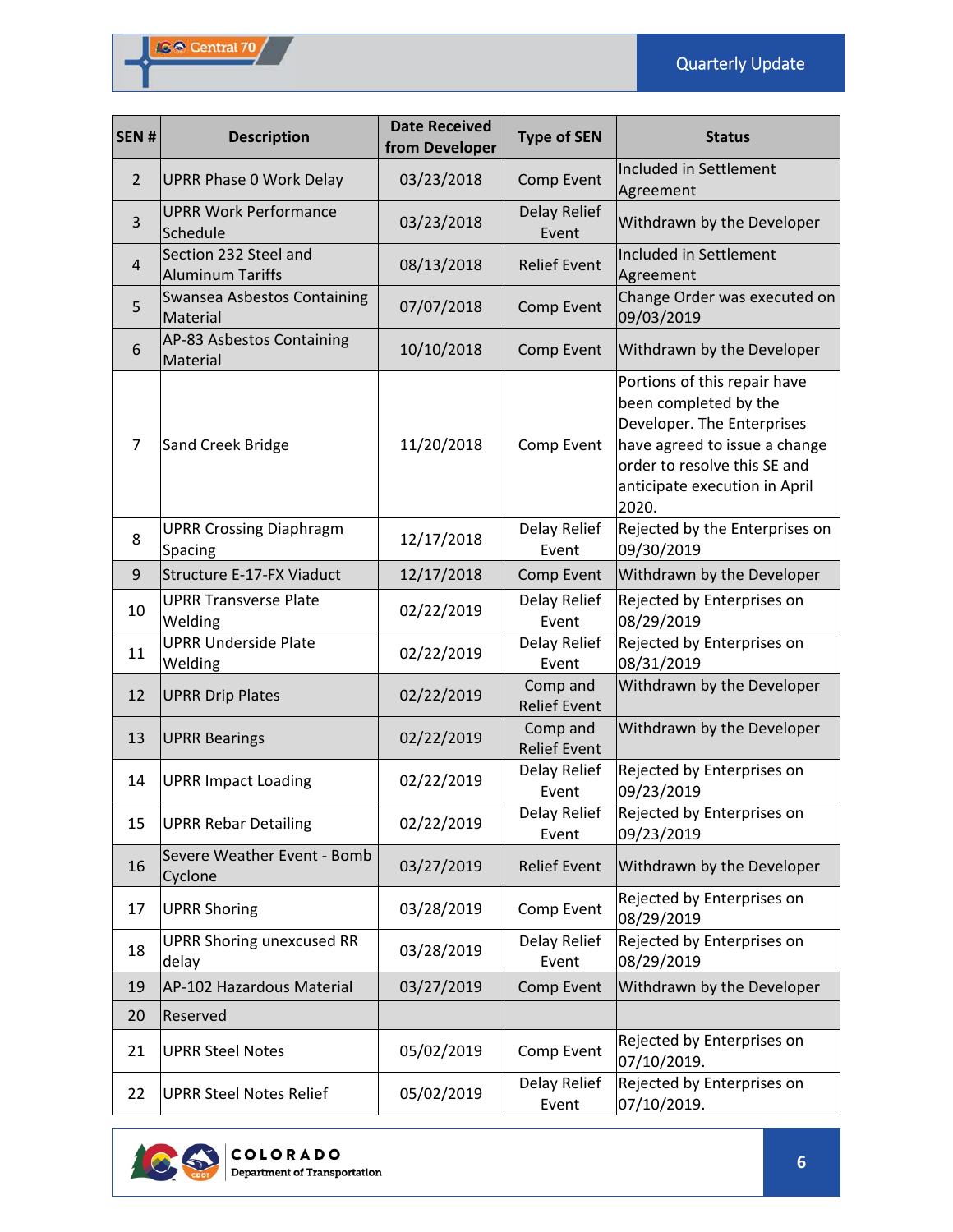| SEN # | Description | Date Received from Developer | Type of SEN | Status |
|---|---|---|---|---|
| 2 | UPRR Phase 0 Work Delay | 03/23/2018 | Comp Event | Included in Settlement Agreement |
| 3 | UPRR Work Performance Schedule | 03/23/2018 | Delay Relief Event | Withdrawn by the Developer |
| 4 | Section 232 Steel and Aluminum Tariffs | 08/13/2018 | Relief Event | Included in Settlement Agreement |
| 5 | Swansea Asbestos Containing Material | 07/07/2018 | Comp Event | Change Order was executed on 09/03/2019 |
| 6 | AP-83 Asbestos Containing Material | 10/10/2018 | Comp Event | Withdrawn by the Developer |
| 7 | Sand Creek Bridge | 11/20/2018 | Comp Event | Portions of this repair have been completed by the Developer. The Enterprises have agreed to issue a change order to resolve this SE and anticipate execution in April 2020. |
| 8 | UPRR Crossing Diaphragm Spacing | 12/17/2018 | Delay Relief Event | Rejected by the Enterprises on 09/30/2019 |
| 9 | Structure E-17-FX Viaduct | 12/17/2018 | Comp Event | Withdrawn by the Developer |
| 10 | UPRR Transverse Plate Welding | 02/22/2019 | Delay Relief Event | Rejected by Enterprises on 08/29/2019 |
| 11 | UPRR Underside Plate Welding | 02/22/2019 | Delay Relief Event | Rejected by Enterprises on 08/31/2019 |
| 12 | UPRR Drip Plates | 02/22/2019 | Comp and Relief Event | Withdrawn by the Developer |
| 13 | UPRR Bearings | 02/22/2019 | Comp and Relief Event | Withdrawn by the Developer |
| 14 | UPRR Impact Loading | 02/22/2019 | Delay Relief Event | Rejected by Enterprises on 09/23/2019 |
| 15 | UPRR Rebar Detailing | 02/22/2019 | Delay Relief Event | Rejected by Enterprises on 09/23/2019 |
| 16 | Severe Weather Event - Bomb Cyclone | 03/27/2019 | Relief Event | Withdrawn by the Developer |
| 17 | UPRR Shoring | 03/28/2019 | Comp Event | Rejected by Enterprises on 08/29/2019 |
| 18 | UPRR Shoring unexcused RR delay | 03/28/2019 | Delay Relief Event | Rejected by Enterprises on 08/29/2019 |
| 19 | AP-102 Hazardous Material | 03/27/2019 | Comp Event | Withdrawn by the Developer |
| 20 | Reserved | | | |
| 21 | UPRR Steel Notes | 05/02/2019 | Comp Event | Rejected by Enterprises on 07/10/2019. |
| 22 | UPRR Steel Notes Relief | 05/02/2019 | Delay Relief Event | Rejected by Enterprises on 07/10/2019. |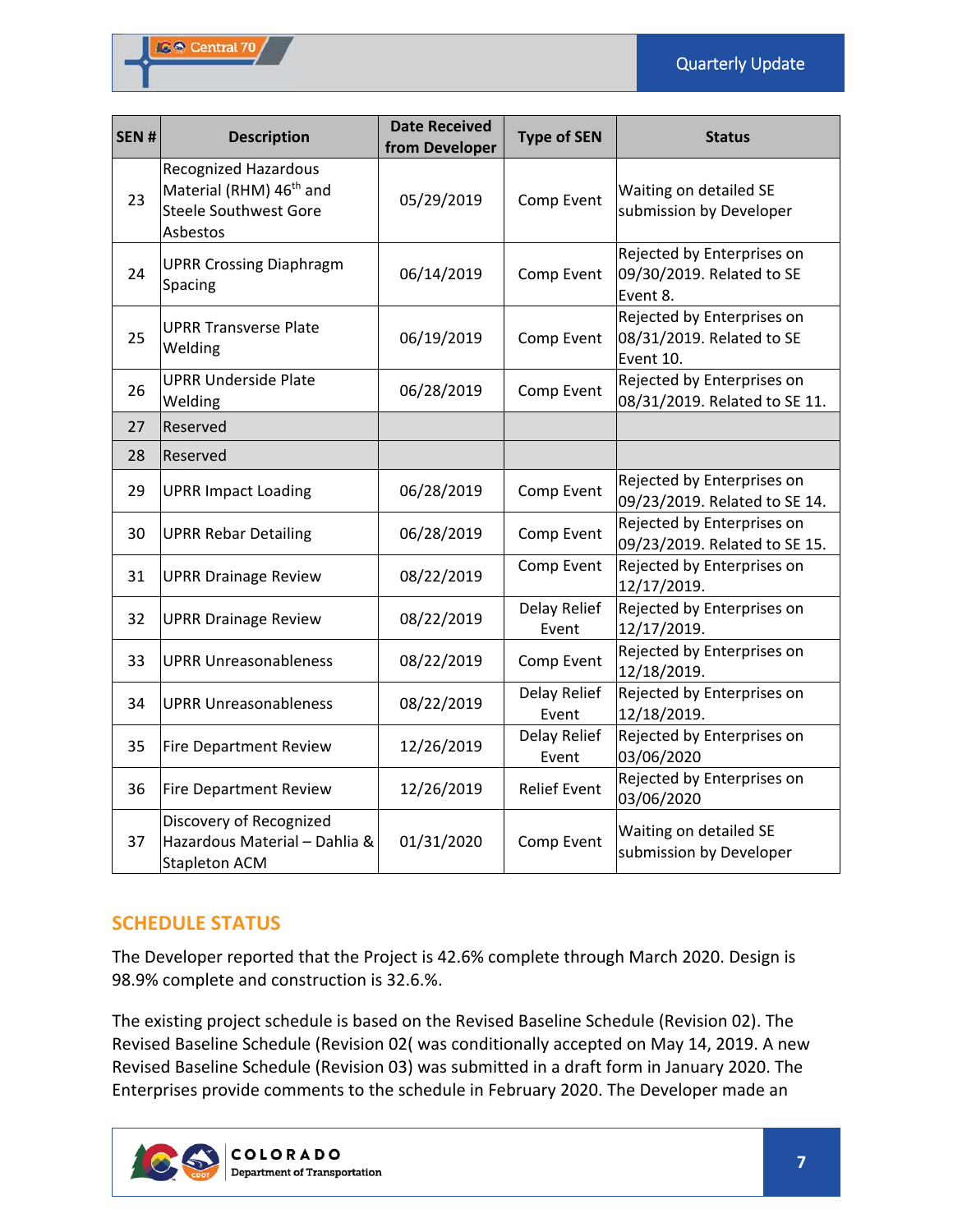| SEN # | Description | Date Received from Developer | Type of SEN | Status |
|---|---|---|---|---|
| 23 | Recognized Hazardous Material (RHM) 46th and Steele Southwest Gore Asbestos | 05/29/2019 | Comp Event | Waiting on detailed SE submission by Developer |
| 24 | UPRR Crossing Diaphragm Spacing | 06/14/2019 | Comp Event | Rejected by Enterprises on 09/30/2019. Related to SE Event 8. |
| 25 | UPRR Transverse Plate Welding | 06/19/2019 | Comp Event | Rejected by Enterprises on 08/31/2019. Related to SE Event 10. |
| 26 | UPRR Underside Plate Welding | 06/28/2019 | Comp Event | Rejected by Enterprises on 08/31/2019. Related to SE 11. |
| 27 | Reserved | | | |
| 28 | Reserved | | | |
| 29 | UPRR Impact Loading | 06/28/2019 | Comp Event | Rejected by Enterprises on 09/23/2019. Related to SE 14. |
| 30 | UPRR Rebar Detailing | 06/28/2019 | Comp Event | Rejected by Enterprises on 09/23/2019. Related to SE 15. |
| 31 | UPRR Drainage Review | 08/22/2019 | Comp Event | Rejected by Enterprises on 12/17/2019. |
| 32 | UPRR Drainage Review | 08/22/2019 | Delay Relief Event | Rejected by Enterprises on 12/17/2019. |
| 33 | UPRR Unreasonableness | 08/22/2019 | Comp Event | Rejected by Enterprises on 12/18/2019. |
| 34 | UPRR Unreasonableness | 08/22/2019 | Delay Relief Event | Rejected by Enterprises on 12/18/2019. |
| 35 | Fire Department Review | 12/26/2019 | Delay Relief Event | Rejected by Enterprises on 03/06/2020 |
| 36 | Fire Department Review | 12/26/2019 | Relief Event | Rejected by Enterprises on 03/06/2020 |
| 37 | Discovery of Recognized Hazardous Material – Dahlia & Stapleton ACM | 01/31/2020 | Comp Event | Waiting on detailed SE submission by Developer |

## SCHEDULE STATUS

The Developer reported that the Project is 42.6% complete through March 2020. Design is 98.9% complete and construction is 32.6.%.

The existing project schedule is based on the Revised Baseline Schedule (Revision 02). The Revised Baseline Schedule (Revision 02( was conditionally accepted on May 14, 2019. A new Revised Baseline Schedule (Revision 03) was submitted in a draft form in January 2020. The Enterprises provide comments to the schedule in February 2020. The Developer made an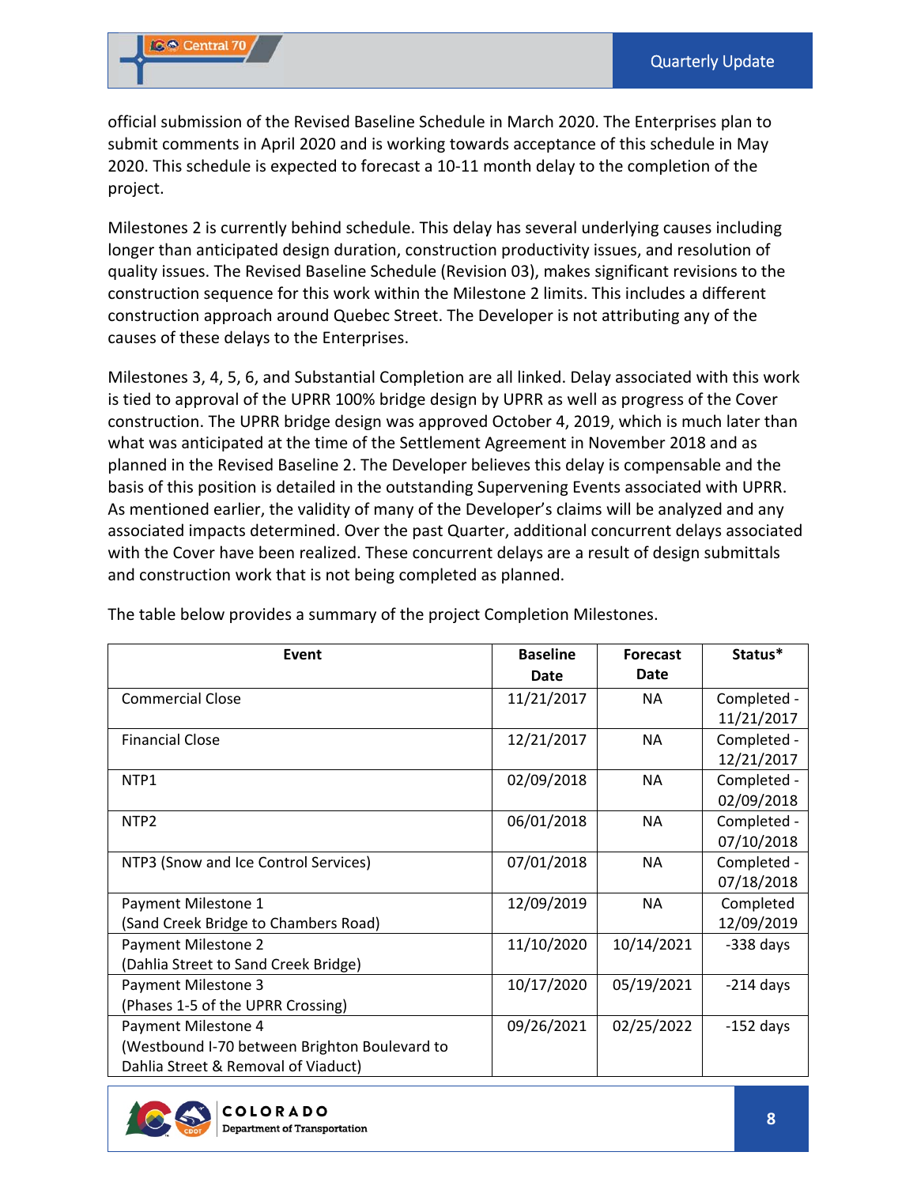official submission of the Revised Baseline Schedule in March 2020. The Enterprises plan to submit comments in April 2020 and is working towards acceptance of this schedule in May 2020. This schedule is expected to forecast a 10-11 month delay to the completion of the project.

Milestones 2 is currently behind schedule. This delay has several underlying causes including longer than anticipated design duration, construction productivity issues, and resolution of quality issues. The Revised Baseline Schedule (Revision 03), makes significant revisions to the construction sequence for this work within the Milestone 2 limits. This includes a different construction approach around Quebec Street. The Developer is not attributing any of the causes of these delays to the Enterprises.

Milestones 3, 4, 5, 6, and Substantial Completion are all linked. Delay associated with this work is tied to approval of the UPRR 100% bridge design by UPRR as well as progress of the Cover construction. The UPRR bridge design was approved October 4, 2019, which is much later than what was anticipated at the time of the Settlement Agreement in November 2018 and as planned in the Revised Baseline 2. The Developer believes this delay is compensable and the basis of this position is detailed in the outstanding Supervening Events associated with UPRR. As mentioned earlier, the validity of many of the Developer's claims will be analyzed and any associated impacts determined. Over the past Quarter, additional concurrent delays associated with the Cover have been realized. These concurrent delays are a result of design submittals and construction work that is not being completed as planned.

The table below provides a summary of the project Completion Milestones.

| Event | Baseline Date | Forecast Date | Status* |
|---|---|---|---|
| Commercial Close | 11/21/2017 | NA | Completed - 11/21/2017 |
| Financial Close | 12/21/2017 | NA | Completed - 12/21/2017 |
| NTP1 | 02/09/2018 | NA | Completed - 02/09/2018 |
| NTP2 | 06/01/2018 | NA | Completed - 07/10/2018 |
| NTP3 (Snow and Ice Control Services) | 07/01/2018 | NA | Completed - 07/18/2018 |
| Payment Milestone 1 (Sand Creek Bridge to Chambers Road) | 12/09/2019 | NA | Completed 12/09/2019 |
| Payment Milestone 2 (Dahlia Street to Sand Creek Bridge) | 11/10/2020 | 10/14/2021 | -338 days |
| Payment Milestone 3 (Phases 1-5 of the UPRR Crossing) | 10/17/2020 | 05/19/2021 | -214 days |
| Payment Milestone 4 (Westbound I-70 between Brighton Boulevard to Dahlia Street & Removal of Viaduct) | 09/26/2021 | 02/25/2022 | -152 days |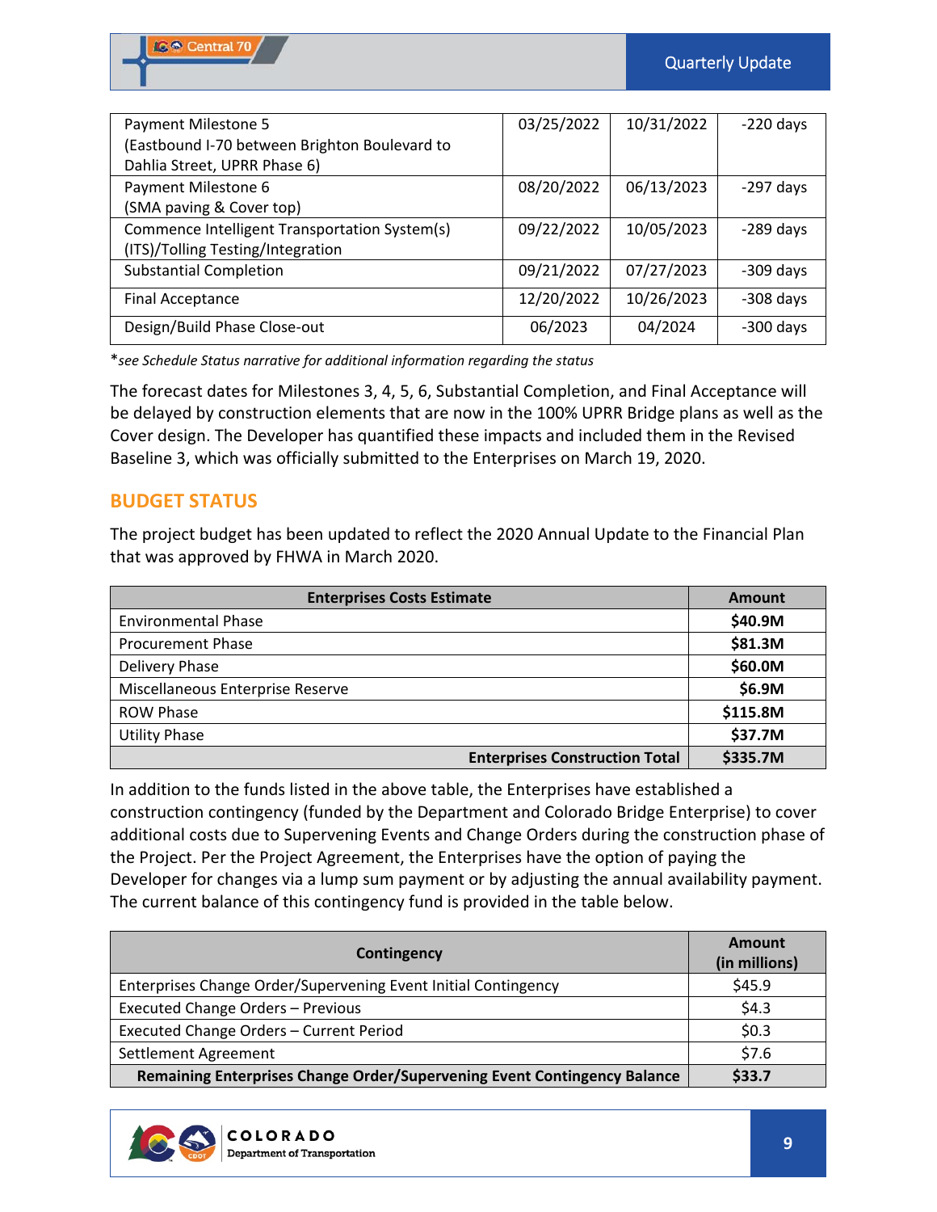| | | | |
|---|---|---|---|
| Payment Milestone 5 (Eastbound I-70 between Brighton Boulevard to Dahlia Street, UPRR Phase 6) | 03/25/2022 | 10/31/2022 | -220 days |
| Payment Milestone 6 (SMA paving & Cover top) | 08/20/2022 | 06/13/2023 | -297 days |
| Commence Intelligent Transportation System(s) (ITS)/Tolling Testing/Integration | 09/22/2022 | 10/05/2023 | -289 days |
| Substantial Completion | 09/21/2022 | 07/27/2023 | -309 days |
| Final Acceptance | 12/20/2022 | 10/26/2023 | -308 days |
| Design/Build Phase Close-out | 06/2023 | 04/2024 | -300 days |

**see Schedule Status narrative for additional information regarding the status*

The forecast dates for Milestones 3, 4, 5, 6, Substantial Completion, and Final Acceptance will be delayed by construction elements that are now in the 100% UPRR Bridge plans as well as the Cover design. The Developer has quantified these impacts and included them in the Revised Baseline 3, which was officially submitted to the Enterprises on March 19, 2020.

## BUDGET STATUS

The project budget has been updated to reflect the 2020 Annual Update to the Financial Plan that was approved by FHWA in March 2020.

| Enterprises Costs Estimate | Amount |
|---|---|
| Environmental Phase | **$40.9M** |
| Procurement Phase | **$81.3M** |
| Delivery Phase | **$60.0M** |
| Miscellaneous Enterprise Reserve | **$6.9M** |
| ROW Phase | **$115.8M** |
| Utility Phase | **$37.7M** |
| **Enterprises Construction Total** | **$335.7M** |

In addition to the funds listed in the above table, the Enterprises have established a construction contingency (funded by the Department and Colorado Bridge Enterprise) to cover additional costs due to Supervening Events and Change Orders during the construction phase of the Project. Per the Project Agreement, the Enterprises have the option of paying the Developer for changes via a lump sum payment or by adjusting the annual availability payment. The current balance of this contingency fund is provided in the table below.

| Contingency | Amount (in millions) |
|---|---|
| Enterprises Change Order/Supervening Event Initial Contingency | $45.9 |
| Executed Change Orders – Previous | $4.3 |
| Executed Change Orders – Current Period | $0.3 |
| Settlement Agreement | $7.6 |
| **Remaining Enterprises Change Order/Supervening Event Contingency Balance** | **$33.7** |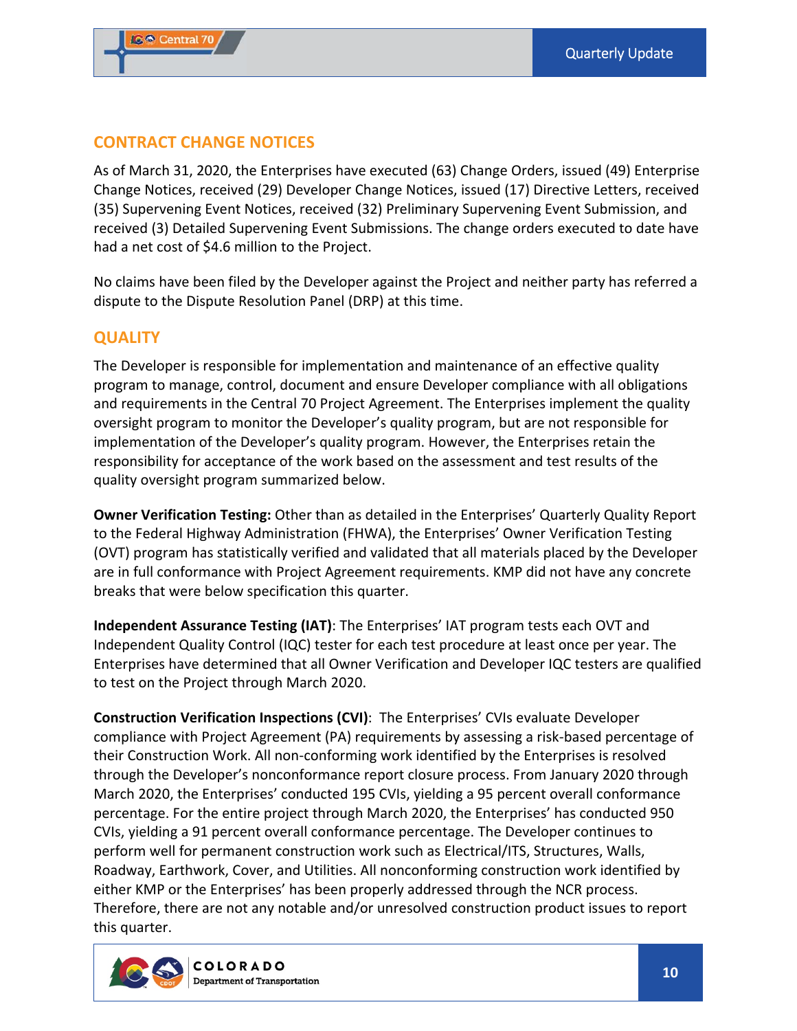## CONTRACT CHANGE NOTICES

As of March 31, 2020, the Enterprises have executed (63) Change Orders, issued (49) Enterprise Change Notices, received (29) Developer Change Notices, issued (17) Directive Letters, received (35) Supervening Event Notices, received (32) Preliminary Supervening Event Submission, and received (3) Detailed Supervening Event Submissions. The change orders executed to date have had a net cost of $4.6 million to the Project.

No claims have been filed by the Developer against the Project and neither party has referred a dispute to the Dispute Resolution Panel (DRP) at this time.

## QUALITY

The Developer is responsible for implementation and maintenance of an effective quality program to manage, control, document and ensure Developer compliance with all obligations and requirements in the Central 70 Project Agreement. The Enterprises implement the quality oversight program to monitor the Developer's quality program, but are not responsible for implementation of the Developer's quality program. However, the Enterprises retain the responsibility for acceptance of the work based on the assessment and test results of the quality oversight program summarized below.

**Owner Verification Testing:** Other than as detailed in the Enterprises' Quarterly Quality Report to the Federal Highway Administration (FHWA), the Enterprises' Owner Verification Testing (OVT) program has statistically verified and validated that all materials placed by the Developer are in full conformance with Project Agreement requirements. KMP did not have any concrete breaks that were below specification this quarter.

**Independent Assurance Testing (IAT)**: The Enterprises' IAT program tests each OVT and Independent Quality Control (IQC) tester for each test procedure at least once per year. The Enterprises have determined that all Owner Verification and Developer IQC testers are qualified to test on the Project through March 2020.

**Construction Verification Inspections (CVI)**: The Enterprises' CVIs evaluate Developer compliance with Project Agreement (PA) requirements by assessing a risk-based percentage of their Construction Work. All non-conforming work identified by the Enterprises is resolved through the Developer's nonconformance report closure process. From January 2020 through March 2020, the Enterprises' conducted 195 CVIs, yielding a 95 percent overall conformance percentage. For the entire project through March 2020, the Enterprises' has conducted 950 CVIs, yielding a 91 percent overall conformance percentage. The Developer continues to perform well for permanent construction work such as Electrical/ITS, Structures, Walls, Roadway, Earthwork, Cover, and Utilities. All nonconforming construction work identified by either KMP or the Enterprises' has been properly addressed through the NCR process. Therefore, there are not any notable and/or unresolved construction product issues to report this quarter.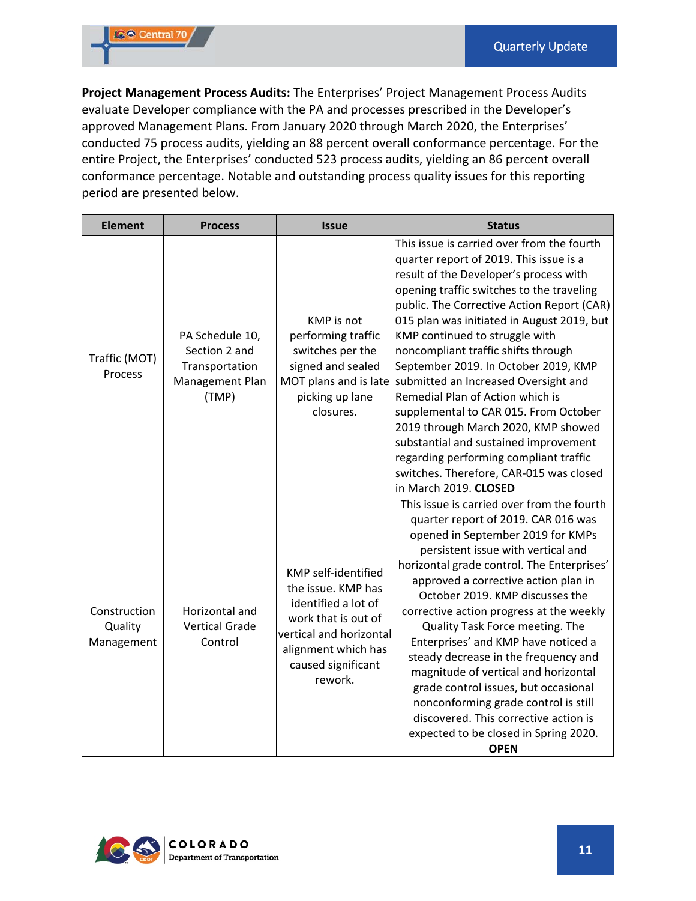**Project Management Process Audits:** The Enterprises' Project Management Process Audits evaluate Developer compliance with the PA and processes prescribed in the Developer's approved Management Plans. From January 2020 through March 2020, the Enterprises' conducted 75 process audits, yielding an 88 percent overall conformance percentage. For the entire Project, the Enterprises' conducted 523 process audits, yielding an 86 percent overall conformance percentage. Notable and outstanding process quality issues for this reporting period are presented below.

| Element | Process | Issue | Status |
|---|---|---|---|
| Traffic (MOT) Process | PA Schedule 10, Section 2 and Transportation Management Plan (TMP) | KMP is not performing traffic switches per the signed and sealed MOT plans and is late picking up lane closures. | This issue is carried over from the fourth quarter report of 2019. This issue is a result of the Developer's process with opening traffic switches to the traveling public. The Corrective Action Report (CAR) 015 plan was initiated in August 2019, but KMP continued to struggle with noncompliant traffic shifts through September 2019. In October 2019, KMP submitted an Increased Oversight and Remedial Plan of Action which is supplemental to CAR 015. From October 2019 through March 2020, KMP showed substantial and sustained improvement regarding performing compliant traffic switches. Therefore, CAR-015 was closed in March 2019. **CLOSED** |
| Construction Quality Management | Horizontal and Vertical Grade Control | KMP self-identified the issue. KMP has identified a lot of work that is out of vertical and horizontal alignment which has caused significant rework. | This issue is carried over from the fourth quarter report of 2019. CAR 016 was opened in September 2019 for KMPs persistent issue with vertical and horizontal grade control. The Enterprises' approved a corrective action plan in October 2019. KMP discusses the corrective action progress at the weekly Quality Task Force meeting. The Enterprises' and KMP have noticed a steady decrease in the frequency and magnitude of vertical and horizontal grade control issues, but occasional nonconforming grade control is still discovered. This corrective action is expected to be closed in Spring 2020. **OPEN** |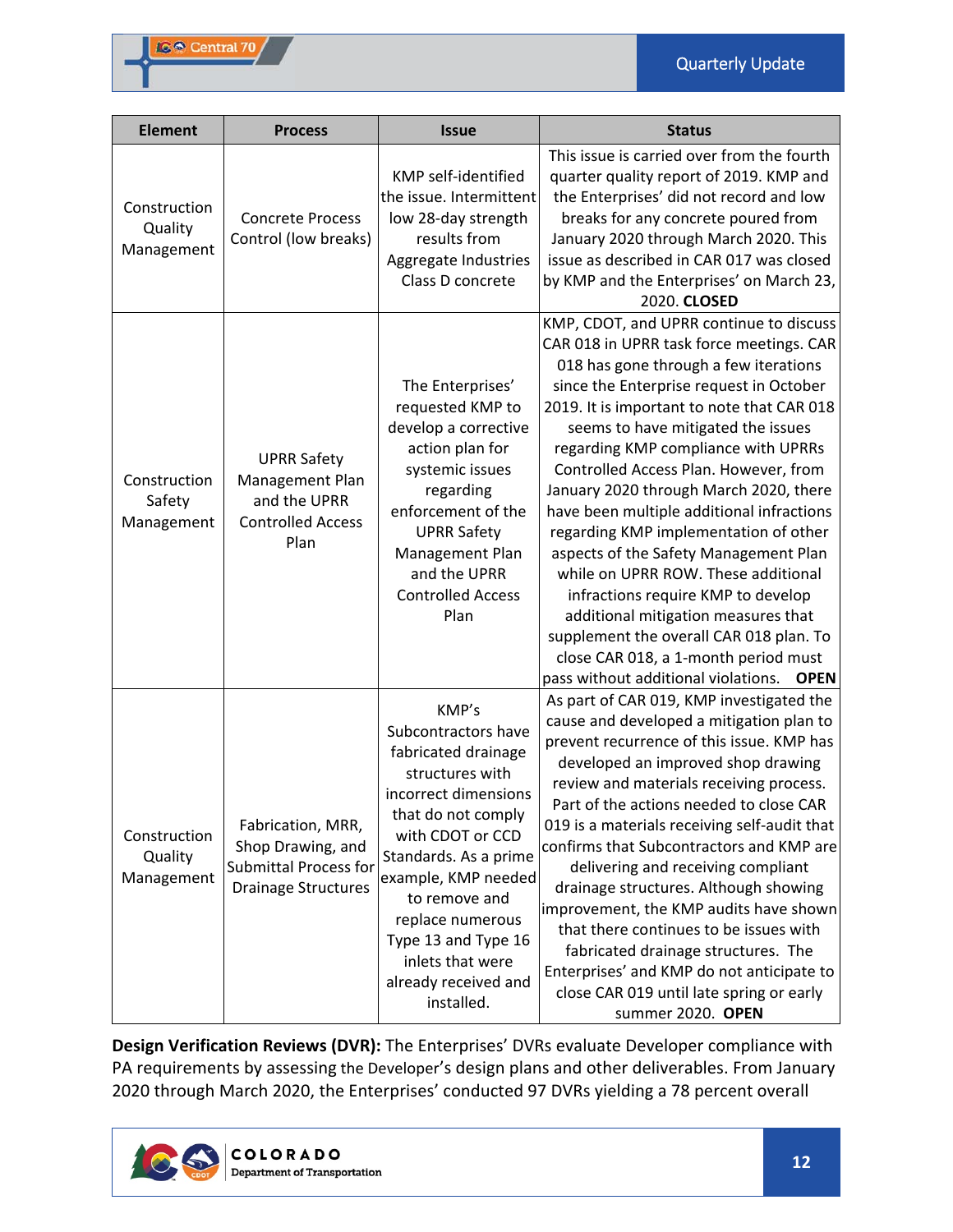| Element | Process | Issue | Status |
|---|---|---|---|
| Construction Quality Management | Concrete Process Control (low breaks) | KMP self-identified the issue. Intermittent low 28-day strength results from Aggregate Industries Class D concrete | This issue is carried over from the fourth quarter quality report of 2019. KMP and the Enterprises' did not record and low breaks for any concrete poured from January 2020 through March 2020. This issue as described in CAR 017 was closed by KMP and the Enterprises' on March 23, 2020. **CLOSED** |
| Construction Safety Management | UPRR Safety Management Plan and the UPRR Controlled Access Plan | The Enterprises' requested KMP to develop a corrective action plan for systemic issues regarding enforcement of the UPRR Safety Management Plan and the UPRR Controlled Access Plan | KMP, CDOT, and UPRR continue to discuss CAR 018 in UPRR task force meetings. CAR 018 has gone through a few iterations since the Enterprise request in October 2019. It is important to note that CAR 018 seems to have mitigated the issues regarding KMP compliance with UPRRs Controlled Access Plan. However, from January 2020 through March 2020, there have been multiple additional infractions regarding KMP implementation of other aspects of the Safety Management Plan while on UPRR ROW. These additional infractions require KMP to develop additional mitigation measures that supplement the overall CAR 018 plan. To close CAR 018, a 1-month period must pass without additional violations. **OPEN** |
| Construction Quality Management | Fabrication, MRR, Shop Drawing, and Submittal Process for Drainage Structures | KMP's Subcontractors have fabricated drainage structures with incorrect dimensions that do not comply with CDOT or CCD Standards. As a prime example, KMP needed to remove and replace numerous Type 13 and Type 16 inlets that were already received and installed. | As part of CAR 019, KMP investigated the cause and developed a mitigation plan to prevent recurrence of this issue. KMP has developed an improved shop drawing review and materials receiving process. Part of the actions needed to close CAR 019 is a materials receiving self-audit that confirms that Subcontractors and KMP are delivering and receiving compliant drainage structures. Although showing improvement, the KMP audits have shown that there continues to be issues with fabricated drainage structures. The Enterprises' and KMP do not anticipate to close CAR 019 until late spring or early summer 2020. **OPEN** |

**Design Verification Reviews (DVR):** The Enterprises' DVRs evaluate Developer compliance with PA requirements by assessing the Developer's design plans and other deliverables. From January 2020 through March 2020, the Enterprises' conducted 97 DVRs yielding a 78 percent overall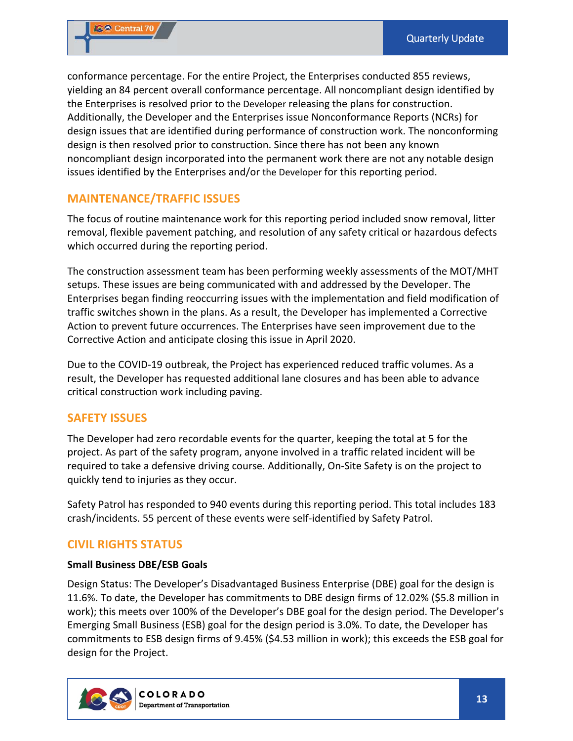conformance percentage. For the entire Project, the Enterprises conducted 855 reviews, yielding an 84 percent overall conformance percentage. All noncompliant design identified by the Enterprises is resolved prior to the Developer releasing the plans for construction. Additionally, the Developer and the Enterprises issue Nonconformance Reports (NCRs) for design issues that are identified during performance of construction work. The nonconforming design is then resolved prior to construction. Since there has not been any known noncompliant design incorporated into the permanent work there are not any notable design issues identified by the Enterprises and/or the Developer for this reporting period.

## MAINTENANCE/TRAFFIC ISSUES

The focus of routine maintenance work for this reporting period included snow removal, litter removal, flexible pavement patching, and resolution of any safety critical or hazardous defects which occurred during the reporting period.

The construction assessment team has been performing weekly assessments of the MOT/MHT setups. These issues are being communicated with and addressed by the Developer. The Enterprises began finding reoccurring issues with the implementation and field modification of traffic switches shown in the plans. As a result, the Developer has implemented a Corrective Action to prevent future occurrences. The Enterprises have seen improvement due to the Corrective Action and anticipate closing this issue in April 2020.

Due to the COVID-19 outbreak, the Project has experienced reduced traffic volumes. As a result, the Developer has requested additional lane closures and has been able to advance critical construction work including paving.

## SAFETY ISSUES

The Developer had zero recordable events for the quarter, keeping the total at 5 for the project. As part of the safety program, anyone involved in a traffic related incident will be required to take a defensive driving course. Additionally, On-Site Safety is on the project to quickly tend to injuries as they occur.

Safety Patrol has responded to 940 events during this reporting period. This total includes 183 crash/incidents. 55 percent of these events were self-identified by Safety Patrol.

## CIVIL RIGHTS STATUS

**Small Business DBE/ESB Goals**

Design Status: The Developer's Disadvantaged Business Enterprise (DBE) goal for the design is 11.6%. To date, the Developer has commitments to DBE design firms of 12.02% ($5.8 million in work); this meets over 100% of the Developer's DBE goal for the design period. The Developer's Emerging Small Business (ESB) goal for the design period is 3.0%. To date, the Developer has commitments to ESB design firms of 9.45% ($4.53 million in work); this exceeds the ESB goal for design for the Project.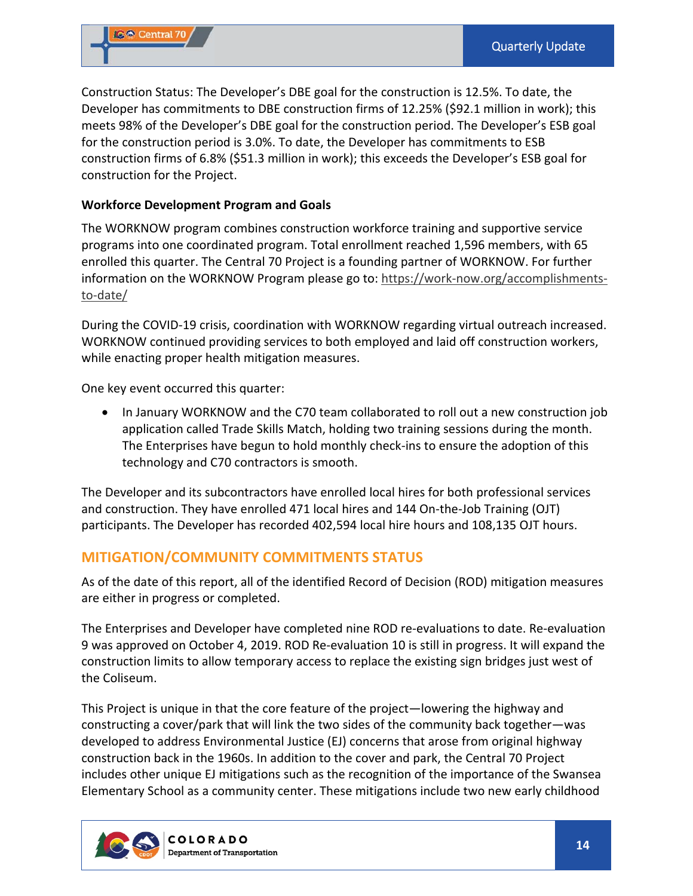Construction Status: The Developer's DBE goal for the construction is 12.5%. To date, the Developer has commitments to DBE construction firms of 12.25% ($92.1 million in work); this meets 98% of the Developer's DBE goal for the construction period. The Developer's ESB goal for the construction period is 3.0%. To date, the Developer has commitments to ESB construction firms of 6.8% ($51.3 million in work); this exceeds the Developer's ESB goal for construction for the Project.

**Workforce Development Program and Goals**

The WORKNOW program combines construction workforce training and supportive service programs into one coordinated program. Total enrollment reached 1,596 members, with 65 enrolled this quarter. The Central 70 Project is a founding partner of WORKNOW. For further information on the WORKNOW Program please go to: https://work-now.org/accomplishments-to-date/

During the COVID-19 crisis, coordination with WORKNOW regarding virtual outreach increased. WORKNOW continued providing services to both employed and laid off construction workers, while enacting proper health mitigation measures.

One key event occurred this quarter:

- In January WORKNOW and the C70 team collaborated to roll out a new construction job application called Trade Skills Match, holding two training sessions during the month. The Enterprises have begun to hold monthly check-ins to ensure the adoption of this technology and C70 contractors is smooth.

The Developer and its subcontractors have enrolled local hires for both professional services and construction. They have enrolled 471 local hires and 144 On-the-Job Training (OJT) participants. The Developer has recorded 402,594 local hire hours and 108,135 OJT hours.

## MITIGATION/COMMUNITY COMMITMENTS STATUS

As of the date of this report, all of the identified Record of Decision (ROD) mitigation measures are either in progress or completed.

The Enterprises and Developer have completed nine ROD re-evaluations to date. Re-evaluation 9 was approved on October 4, 2019. ROD Re-evaluation 10 is still in progress. It will expand the construction limits to allow temporary access to replace the existing sign bridges just west of the Coliseum.

This Project is unique in that the core feature of the project—lowering the highway and constructing a cover/park that will link the two sides of the community back together—was developed to address Environmental Justice (EJ) concerns that arose from original highway construction back in the 1960s. In addition to the cover and park, the Central 70 Project includes other unique EJ mitigations such as the recognition of the importance of the Swansea Elementary School as a community center. These mitigations include two new early childhood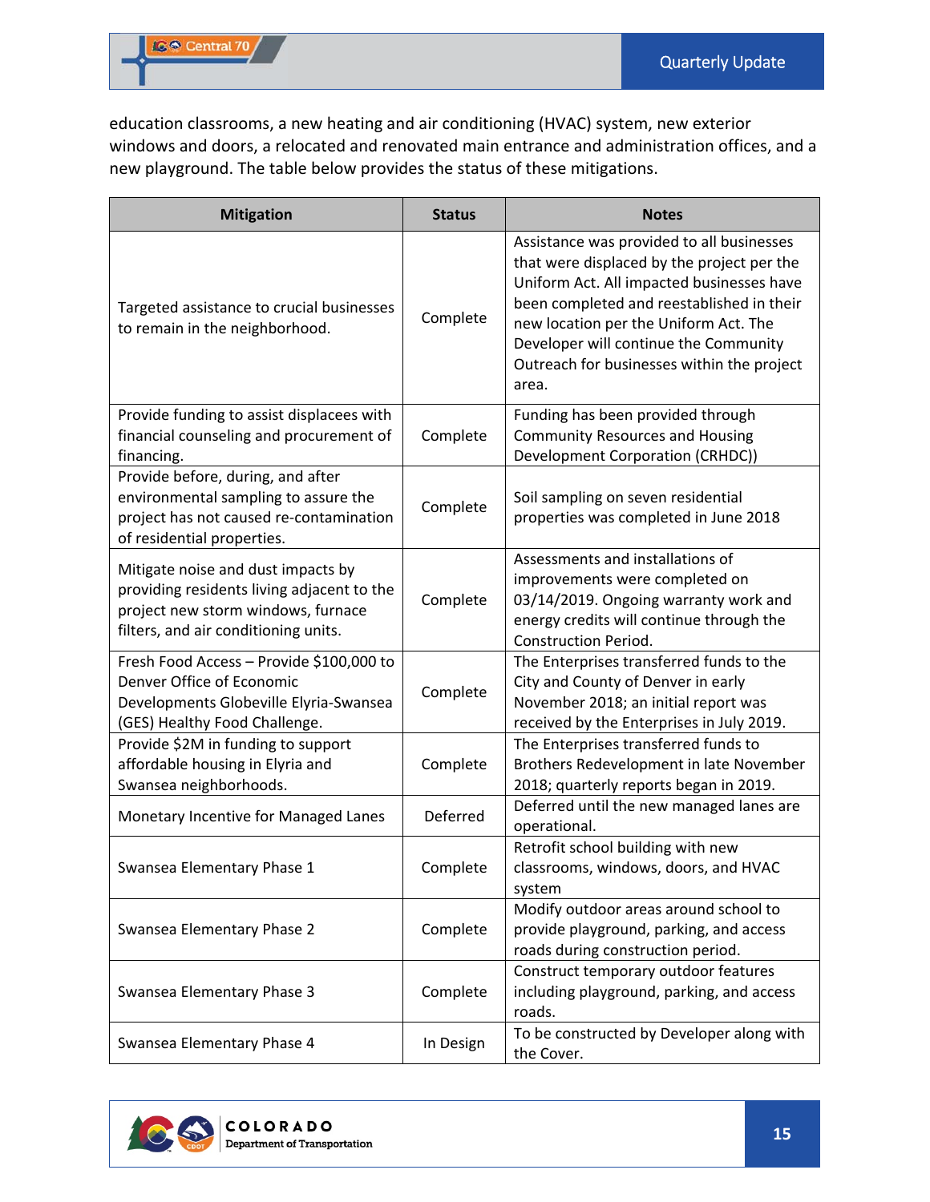education classrooms, a new heating and air conditioning (HVAC) system, new exterior windows and doors, a relocated and renovated main entrance and administration offices, and a new playground. The table below provides the status of these mitigations.

| Mitigation | Status | Notes |
|---|---|---|
| Targeted assistance to crucial businesses to remain in the neighborhood. | Complete | Assistance was provided to all businesses that were displaced by the project per the Uniform Act. All impacted businesses have been completed and reestablished in their new location per the Uniform Act. The Developer will continue the Community Outreach for businesses within the project area. |
| Provide funding to assist displacees with financial counseling and procurement of financing. | Complete | Funding has been provided through Community Resources and Housing Development Corporation (CRHDC)) |
| Provide before, during, and after environmental sampling to assure the project has not caused re-contamination of residential properties. | Complete | Soil sampling on seven residential properties was completed in June 2018 |
| Mitigate noise and dust impacts by providing residents living adjacent to the project new storm windows, furnace filters, and air conditioning units. | Complete | Assessments and installations of improvements were completed on 03/14/2019. Ongoing warranty work and energy credits will continue through the Construction Period. |
| Fresh Food Access – Provide $100,000 to Denver Office of Economic Developments Globeville Elyria-Swansea (GES) Healthy Food Challenge. | Complete | The Enterprises transferred funds to the City and County of Denver in early November 2018; an initial report was received by the Enterprises in July 2019. |
| Provide $2M in funding to support affordable housing in Elyria and Swansea neighborhoods. | Complete | The Enterprises transferred funds to Brothers Redevelopment in late November 2018; quarterly reports began in 2019. |
| Monetary Incentive for Managed Lanes | Deferred | Deferred until the new managed lanes are operational. |
| Swansea Elementary Phase 1 | Complete | Retrofit school building with new classrooms, windows, doors, and HVAC system |
| Swansea Elementary Phase 2 | Complete | Modify outdoor areas around school to provide playground, parking, and access roads during construction period. |
| Swansea Elementary Phase 3 | Complete | Construct temporary outdoor features including playground, parking, and access roads. |
| Swansea Elementary Phase 4 | In Design | To be constructed by Developer along with the Cover. |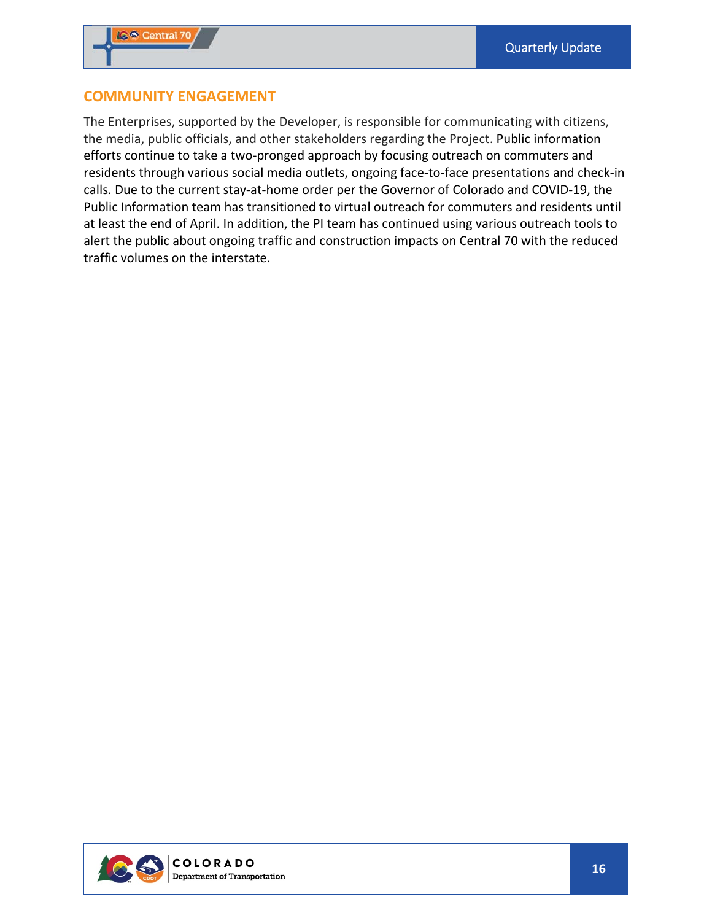## COMMUNITY ENGAGEMENT

The Enterprises, supported by the Developer, is responsible for communicating with citizens, the media, public officials, and other stakeholders regarding the Project. Public information efforts continue to take a two-pronged approach by focusing outreach on commuters and residents through various social media outlets, ongoing face-to-face presentations and check-in calls. Due to the current stay-at-home order per the Governor of Colorado and COVID-19, the Public Information team has transitioned to virtual outreach for commuters and residents until at least the end of April. In addition, the PI team has continued using various outreach tools to alert the public about ongoing traffic and construction impacts on Central 70 with the reduced traffic volumes on the interstate.